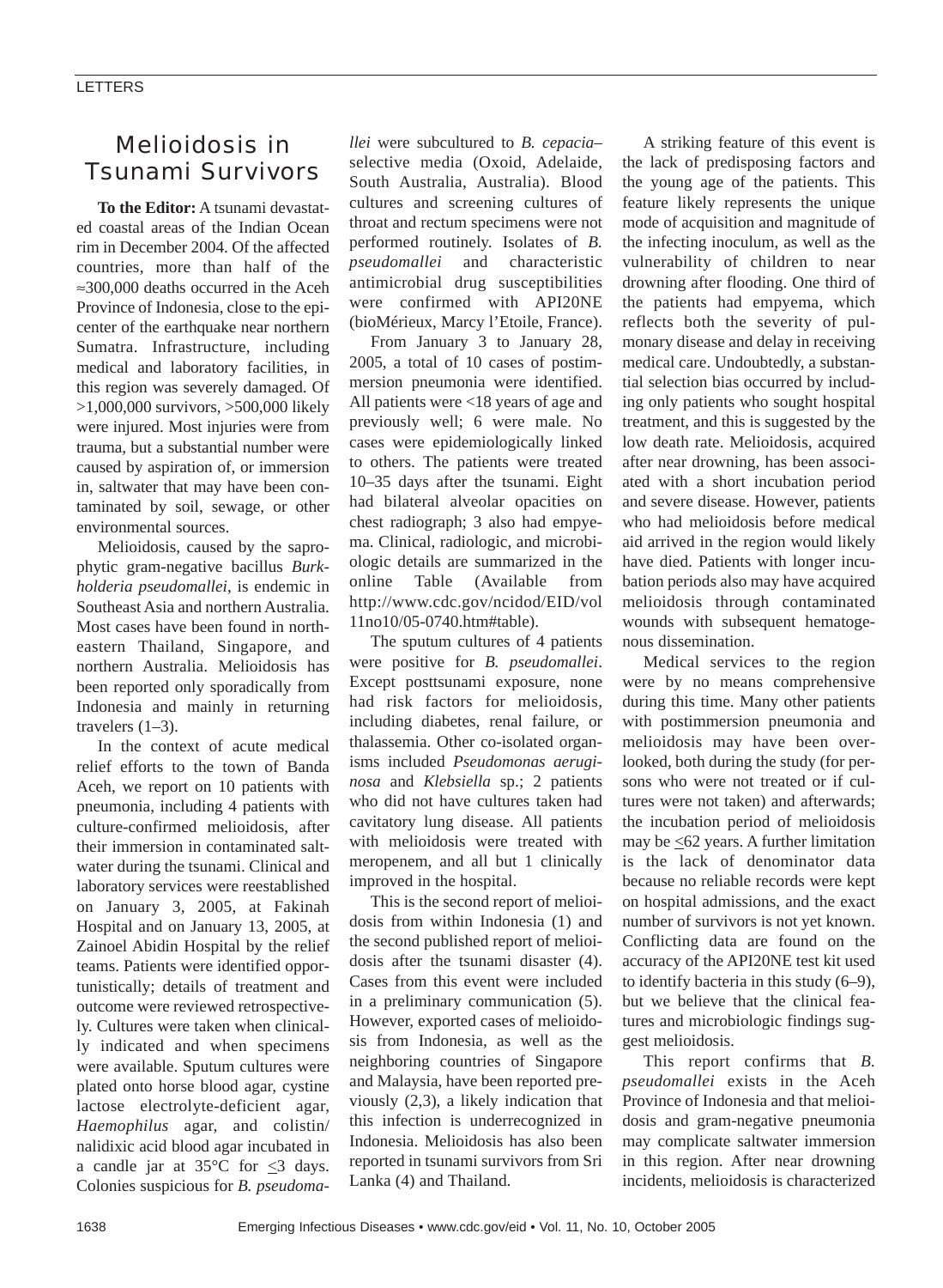# Melioidosis in Tsunami Survivors

**To the Editor:** A tsunami devastated coastal areas of the Indian Ocean rim in December 2004. Of the affected countries, more than half of the ≈300,000 deaths occurred in the Aceh Province of Indonesia, close to the epicenter of the earthquake near northern Sumatra. Infrastructure, including medical and laboratory facilities, in this region was severely damaged. Of >1,000,000 survivors, >500,000 likely were injured. Most injuries were from trauma, but a substantial number were caused by aspiration of, or immersion in, saltwater that may have been contaminated by soil, sewage, or other environmental sources.

Melioidosis, caused by the saprophytic gram-negative bacillus *Burkholderia pseudomallei*, is endemic in Southeast Asia and northern Australia. Most cases have been found in northeastern Thailand, Singapore, and northern Australia. Melioidosis has been reported only sporadically from Indonesia and mainly in returning travelers (1–3).

In the context of acute medical relief efforts to the town of Banda Aceh, we report on 10 patients with pneumonia, including 4 patients with culture-confirmed melioidosis, after their immersion in contaminated saltwater during the tsunami. Clinical and laboratory services were reestablished on January 3, 2005, at Fakinah Hospital and on January 13, 2005, at Zainoel Abidin Hospital by the relief teams. Patients were identified opportunistically; details of treatment and outcome were reviewed retrospectively. Cultures were taken when clinically indicated and when specimens were available. Sputum cultures were plated onto horse blood agar, cystine lactose electrolyte-deficient agar, *Haemophilus* agar, and colistin/nalidixic acid blood agar incubated in a candle jar at 35°C for ≤3 days. Colonies suspicious for *B. pseudomallei* were subcultured to *B. cepacia*–selective media (Oxoid, Adelaide, South Australia, Australia). Blood cultures and screening cultures of throat and rectum specimens were not performed routinely. Isolates of *B. pseudomallei* and characteristic antimicrobial drug susceptibilities were confirmed with API20NE (bioMérieux, Marcy l'Etoile, France).

From January 3 to January 28, 2005, a total of 10 cases of postimmersion pneumonia were identified. All patients were <18 years of age and previously well; 6 were male. No cases were epidemiologically linked to others. The patients were treated 10–35 days after the tsunami. Eight had bilateral alveolar opacities on chest radiograph; 3 also had empyema. Clinical, radiologic, and microbiologic details are summarized in the online Table (Available from http://www.cdc.gov/ncidod/EID/vol11no10/05-0740.htm#table).

The sputum cultures of 4 patients were positive for *B. pseudomallei*. Except posttsunami exposure, none had risk factors for melioidosis, including diabetes, renal failure, or thalassemia. Other co-isolated organisms included *Pseudomonas aeruginosa* and *Klebsiella* sp.; 2 patients who did not have cultures taken had cavitatory lung disease. All patients with melioidosis were treated with meropenem, and all but 1 clinically improved in the hospital.

This is the second report of melioidosis from within Indonesia (1) and the second published report of melioidosis after the tsunami disaster (4). Cases from this event were included in a preliminary communication (5). However, exported cases of melioidosis from Indonesia, as well as the neighboring countries of Singapore and Malaysia, have been reported previously (2,3), a likely indication that this infection is underrecognized in Indonesia. Melioidosis has also been reported in tsunami survivors from Sri Lanka (4) and Thailand.

A striking feature of this event is the lack of predisposing factors and the young age of the patients. This feature likely represents the unique mode of acquisition and magnitude of the infecting inoculum, as well as the vulnerability of children to near drowning after flooding. One third of the patients had empyema, which reflects both the severity of pulmonary disease and delay in receiving medical care. Undoubtedly, a substantial selection bias occurred by including only patients who sought hospital treatment, and this is suggested by the low death rate. Melioidosis, acquired after near drowning, has been associated with a short incubation period and severe disease. However, patients who had melioidosis before medical aid arrived in the region would likely have died. Patients with longer incubation periods also may have acquired melioidosis through contaminated wounds with subsequent hematogenous dissemination.

Medical services to the region were by no means comprehensive during this time. Many other patients with postimmersion pneumonia and melioidosis may have been overlooked, both during the study (for persons who were not treated or if cultures were not taken) and afterwards; the incubation period of melioidosis may be ≤62 years. A further limitation is the lack of denominator data because no reliable records were kept on hospital admissions, and the exact number of survivors is not yet known. Conflicting data are found on the accuracy of the API20NE test kit used to identify bacteria in this study (6–9), but we believe that the clinical features and microbiologic findings suggest melioidosis.

This report confirms that *B. pseudomallei* exists in the Aceh Province of Indonesia and that melioidosis and gram-negative pneumonia may complicate saltwater immersion in this region. After near drowning incidents, melioidosis is characterized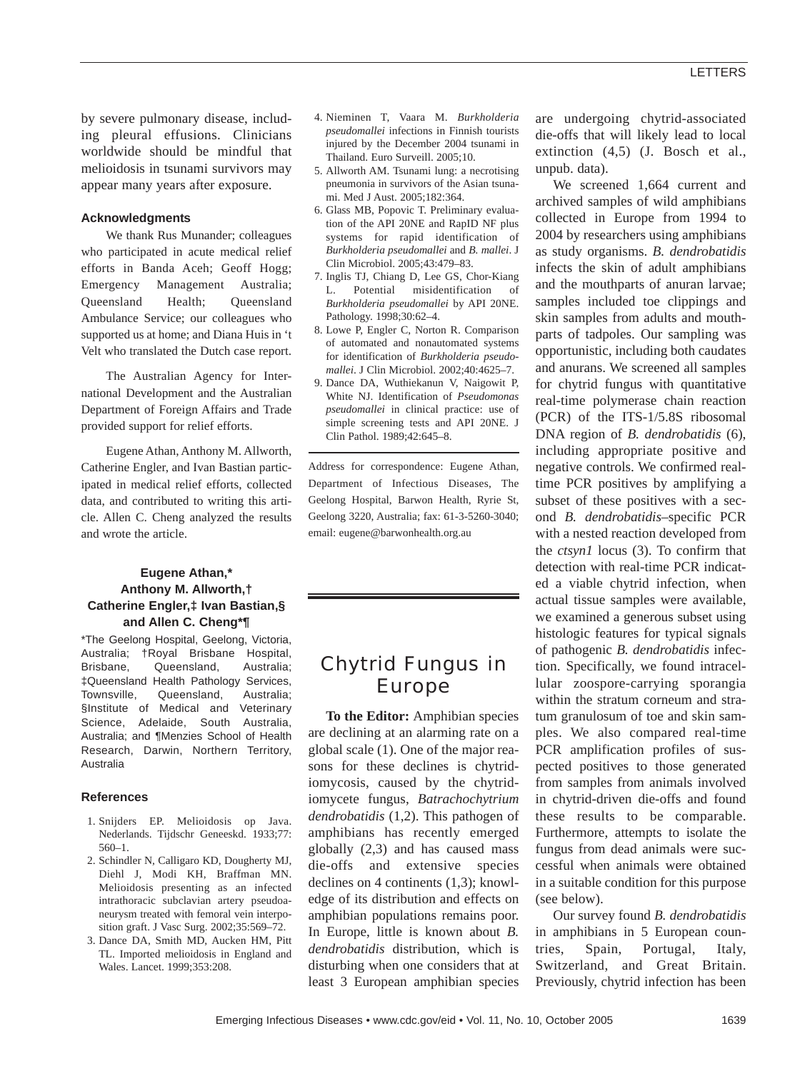by severe pulmonary disease, including pleural effusions. Clinicians worldwide should be mindful that melioidosis in tsunami survivors may appear many years after exposure.

### Acknowledgments

We thank Rus Munander; colleagues who participated in acute medical relief efforts in Banda Aceh; Geoff Hogg; Emergency Management Australia; Queensland Health; Queensland Ambulance Service; our colleagues who supported us at home; and Diana Huis in 't Velt who translated the Dutch case report.

The Australian Agency for International Development and the Australian Department of Foreign Affairs and Trade provided support for relief efforts.

Eugene Athan, Anthony M. Allworth, Catherine Engler, and Ivan Bastian participated in medical relief efforts, collected data, and contributed to writing this article. Allen C. Cheng analyzed the results and wrote the article.

**Eugene Athan,\* Anthony M. Allworth,† Catherine Engler,‡ Ivan Bastian,§ and Allen C. Cheng\*¶**

\*The Geelong Hospital, Geelong, Victoria, Australia; †Royal Brisbane Hospital, Brisbane, Queensland, Australia; ‡Queensland Health Pathology Services, Townsville, Queensland, Australia; §Institute of Medical and Veterinary Science, Adelaide, South Australia, Australia; and ¶Menzies School of Health Research, Darwin, Northern Territory, Australia

### References

1. Snijders EP. Melioidosis op Java. Nederlands. Tijdschr Geneeskd. 1933;77:560–1.
2. Schindler N, Calligaro KD, Dougherty MJ, Diehl J, Modi KH, Braffman MN. Melioidosis presenting as an infected intrathoracic subclavian artery pseudoaneurysm treated with femoral vein interposition graft. J Vasc Surg. 2002;35:569–72.
3. Dance DA, Smith MD, Aucken HM, Pitt TL. Imported melioidosis in England and Wales. Lancet. 1999;353:208.
4. Nieminen T, Vaara M. *Burkholderia pseudomallei* infections in Finnish tourists injured by the December 2004 tsunami in Thailand. Euro Surveill. 2005;10.
5. Allworth AM. Tsunami lung: a necrotising pneumonia in survivors of the Asian tsunami. Med J Aust. 2005;182:364.
6. Glass MB, Popovic T. Preliminary evaluation of the API 20NE and RapID NF plus systems for rapid identification of *Burkholderia pseudomallei* and *B. mallei*. J Clin Microbiol. 2005;43:479–83.
7. Inglis TJ, Chiang D, Lee GS, Chor-Kiang L. Potential misidentification of *Burkholderia pseudomallei* by API 20NE. Pathology. 1998;30:62–4.
8. Lowe P, Engler C, Norton R. Comparison of automated and nonautomated systems for identification of *Burkholderia pseudomallei*. J Clin Microbiol. 2002;40:4625–7.
9. Dance DA, Wuthiekanun V, Naigowit P, White NJ. Identification of *Pseudomonas pseudomallei* in clinical practice: use of simple screening tests and API 20NE. J Clin Pathol. 1989;42:645–8.

Address for correspondence: Eugene Athan, Department of Infectious Diseases, The Geelong Hospital, Barwon Health, Ryrie St, Geelong 3220, Australia; fax: 61-3-5260-3040; email: eugene@barwonhealth.org.au

## Chytrid Fungus in Europe

**To the Editor:** Amphibian species are declining at an alarming rate on a global scale (1). One of the major reasons for these declines is chytridiomycosis, caused by the chytridiomycete fungus, *Batrachochytrium dendrobatidis* (1,2). This pathogen of amphibians has recently emerged globally (2,3) and has caused mass die-offs and extensive species declines on 4 continents (1,3); knowledge of its distribution and effects on amphibian populations remains poor. In Europe, little is known about *B. dendrobatidis* distribution, which is disturbing when one considers that at least 3 European amphibian species are undergoing chytrid-associated die-offs that will likely lead to local extinction (4,5) (J. Bosch et al., unpub. data).

We screened 1,664 current and archived samples of wild amphibians collected in Europe from 1994 to 2004 by researchers using amphibians as study organisms. *B. dendrobatidis* infects the skin of adult amphibians and the mouthparts of anuran larvae; samples included toe clippings and skin samples from adults and mouthparts of tadpoles. Our sampling was opportunistic, including both caudates and anurans. We screened all samples for chytrid fungus with quantitative real-time polymerase chain reaction (PCR) of the ITS-1/5.8S ribosomal DNA region of *B. dendrobatidis* (6), including appropriate positive and negative controls. We confirmed real-time PCR positives by amplifying a subset of these positives with a second *B. dendrobatidis*–specific PCR with a nested reaction developed from the *ctsyn1* locus (3). To confirm that detection with real-time PCR indicated a viable chytrid infection, when actual tissue samples were available, we examined a generous subset using histologic features for typical signals of pathogenic *B. dendrobatidis* infection. Specifically, we found intracellular zoospore-carrying sporangia within the stratum corneum and stratum granulosum of toe and skin samples. We also compared real-time PCR amplification profiles of suspected positives to those generated from samples from animals involved in chytrid-driven die-offs and found these results to be comparable. Furthermore, attempts to isolate the fungus from dead animals were successful when animals were obtained in a suitable condition for this purpose (see below).

Our survey found *B. dendrobatidis* in amphibians in 5 European countries, Spain, Portugal, Italy, Switzerland, and Great Britain. Previously, chytrid infection has been